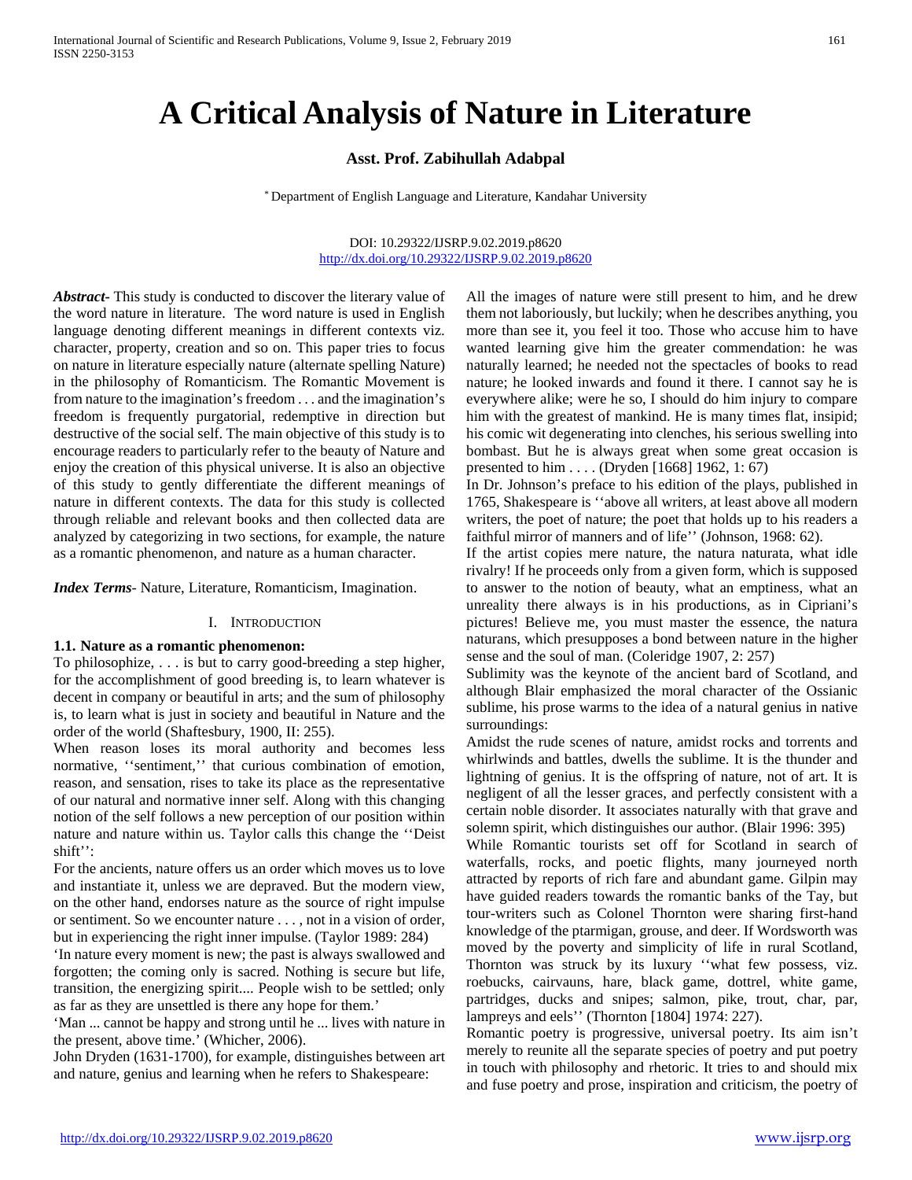# A Critical Analysis of Nature in Literature

**Asst. Prof. Zabihullah Adabpal**

* Department of English Language and Literature, Kandahar University

DOI: 10.29322/IJSRP.9.02.2019.p8620
http://dx.doi.org/10.29322/IJSRP.9.02.2019.p8620

***Abstract***- This study is conducted to discover the literary value of the word nature in literature. The word nature is used in English language denoting different meanings in different contexts viz. character, property, creation and so on. This paper tries to focus on nature in literature especially nature (alternate spelling Nature) in the philosophy of Romanticism. The Romantic Movement is from nature to the imagination's freedom . . . and the imagination's freedom is frequently purgatorial, redemptive in direction but destructive of the social self. The main objective of this study is to encourage readers to particularly refer to the beauty of Nature and enjoy the creation of this physical universe. It is also an objective of this study to gently differentiate the different meanings of nature in different contexts. The data for this study is collected through reliable and relevant books and then collected data are analyzed by categorizing in two sections, for example, the nature as a romantic phenomenon, and nature as a human character.

***Index Terms***- Nature, Literature, Romanticism, Imagination.

## I. Introduction

### 1.1. Nature as a romantic phenomenon:

To philosophize, . . . is but to carry good-breeding a step higher, for the accomplishment of good breeding is, to learn whatever is decent in company or beautiful in arts; and the sum of philosophy is, to learn what is just in society and beautiful in Nature and the order of the world (Shaftesbury, 1900, II: 255).

When reason loses its moral authority and becomes less normative, ''sentiment,'' that curious combination of emotion, reason, and sensation, rises to take its place as the representative of our natural and normative inner self. Along with this changing notion of the self follows a new perception of our position within nature and nature within us. Taylor calls this change the ''Deist shift'':

For the ancients, nature offers us an order which moves us to love and instantiate it, unless we are depraved. But the modern view, on the other hand, endorses nature as the source of right impulse or sentiment. So we encounter nature . . . , not in a vision of order, but in experiencing the right inner impulse. (Taylor 1989: 284)

'In nature every moment is new; the past is always swallowed and forgotten; the coming only is sacred. Nothing is secure but life, transition, the energizing spirit.... People wish to be settled; only as far as they are unsettled is there any hope for them.'

'Man ... cannot be happy and strong until he ... lives with nature in the present, above time.' (Whicher, 2006).

John Dryden (1631-1700), for example, distinguishes between art and nature, genius and learning when he refers to Shakespeare:

All the images of nature were still present to him, and he drew them not laboriously, but luckily; when he describes anything, you more than see it, you feel it too. Those who accuse him to have wanted learning give him the greater commendation: he was naturally learned; he needed not the spectacles of books to read nature; he looked inwards and found it there. I cannot say he is everywhere alike; were he so, I should do him injury to compare him with the greatest of mankind. He is many times flat, insipid; his comic wit degenerating into clenches, his serious swelling into bombast. But he is always great when some great occasion is presented to him . . . . (Dryden [1668] 1962, 1: 67)

In Dr. Johnson's preface to his edition of the plays, published in 1765, Shakespeare is ''above all writers, at least above all modern writers, the poet of nature; the poet that holds up to his readers a faithful mirror of manners and of life'' (Johnson, 1968: 62).

If the artist copies mere nature, the natura naturata, what idle rivalry! If he proceeds only from a given form, which is supposed to answer to the notion of beauty, what an emptiness, what an unreality there always is in his productions, as in Cipriani's pictures! Believe me, you must master the essence, the natura naturans, which presupposes a bond between nature in the higher sense and the soul of man. (Coleridge 1907, 2: 257)

Sublimity was the keynote of the ancient bard of Scotland, and although Blair emphasized the moral character of the Ossianic sublime, his prose warms to the idea of a natural genius in native surroundings:

Amidst the rude scenes of nature, amidst rocks and torrents and whirlwinds and battles, dwells the sublime. It is the thunder and lightning of genius. It is the offspring of nature, not of art. It is negligent of all the lesser graces, and perfectly consistent with a certain noble disorder. It associates naturally with that grave and solemn spirit, which distinguishes our author. (Blair 1996: 395)

While Romantic tourists set off for Scotland in search of waterfalls, rocks, and poetic flights, many journeyed north attracted by reports of rich fare and abundant game. Gilpin may have guided readers towards the romantic banks of the Tay, but tour-writers such as Colonel Thornton were sharing first-hand knowledge of the ptarmigan, grouse, and deer. If Wordsworth was moved by the poverty and simplicity of life in rural Scotland, Thornton was struck by its luxury ''what few possess, viz. roebucks, cairvauns, hare, black game, dottrel, white game, partridges, ducks and snipes; salmon, pike, trout, char, par, lampreys and eels'' (Thornton [1804] 1974: 227).

Romantic poetry is progressive, universal poetry. Its aim isn't merely to reunite all the separate species of poetry and put poetry in touch with philosophy and rhetoric. It tries to and should mix and fuse poetry and prose, inspiration and criticism, the poetry of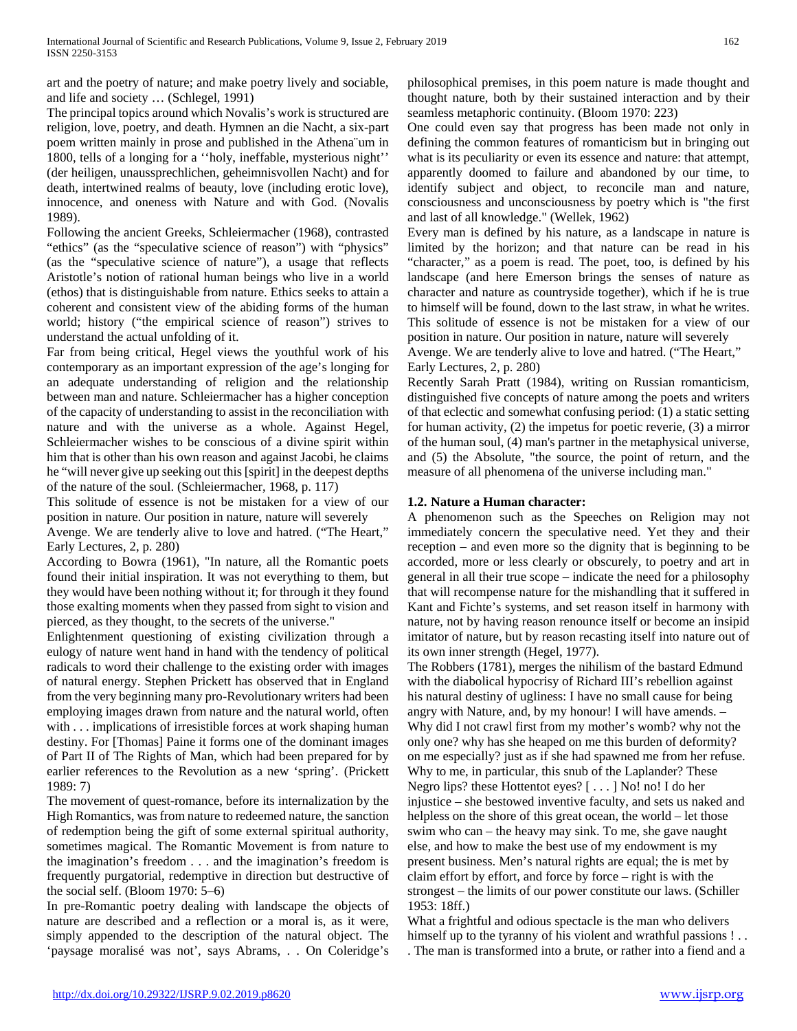art and the poetry of nature; and make poetry lively and sociable, and life and society … (Schlegel, 1991)

The principal topics around which Novalis's work is structured are religion, love, poetry, and death. Hymnen an die Nacht, a six-part poem written mainly in prose and published in the Athenäum in 1800, tells of a ''holy, ineffable, mysterious night'' (der heiligen, unaussprechlichen, geheimnisvollen Nacht) and for death, intertwined realms of beauty, love (including erotic love), innocence, and oneness with Nature and with God. (Novalis 1989).

Following the ancient Greeks, Schleiermacher (1968), contrasted "ethics" (as the "speculative science of reason") with "physics" (as the "speculative science of nature"), a usage that reflects Aristotle's notion of rational human beings who live in a world (ethos) that is distinguishable from nature. Ethics seeks to attain a coherent and consistent view of the abiding forms of the human world; history ("the empirical science of reason") strives to understand the actual unfolding of it.

Far from being critical, Hegel views the youthful work of his contemporary as an important expression of the age's longing for an adequate understanding of religion and the relationship between man and nature. Schleiermacher has a higher conception of the capacity of understanding to assist in the reconciliation with nature and with the universe as a whole. Against Hegel, Schleiermacher wishes to be conscious of a divine spirit within him that is other than his own reason and against Jacobi, he claims he "will never give up seeking out this [spirit] in the deepest depths of the nature of the soul. (Schleiermacher, 1968, p. 117)

This solitude of essence is not be mistaken for a view of our position in nature. Our position in nature, nature will severely Avenge. We are tenderly alive to love and hatred. ("The Heart," Early Lectures, 2, p. 280)

According to Bowra (1961), "In nature, all the Romantic poets found their initial inspiration. It was not everything to them, but they would have been nothing without it; for through it they found those exalting moments when they passed from sight to vision and pierced, as they thought, to the secrets of the universe."

Enlightenment questioning of existing civilization through a eulogy of nature went hand in hand with the tendency of political radicals to word their challenge to the existing order with images of natural energy. Stephen Prickett has observed that in England from the very beginning many pro-Revolutionary writers had been employing images drawn from nature and the natural world, often with . . . implications of irresistible forces at work shaping human destiny. For [Thomas] Paine it forms one of the dominant images of Part II of The Rights of Man, which had been prepared for by earlier references to the Revolution as a new 'spring'. (Prickett 1989: 7)

The movement of quest-romance, before its internalization by the High Romantics, was from nature to redeemed nature, the sanction of redemption being the gift of some external spiritual authority, sometimes magical. The Romantic Movement is from nature to the imagination's freedom . . . and the imagination's freedom is frequently purgatorial, redemptive in direction but destructive of the social self. (Bloom 1970: 5–6)

In pre-Romantic poetry dealing with landscape the objects of nature are described and a reflection or a moral is, as it were, simply appended to the description of the natural object. The 'paysage moralisé was not', says Abrams, . . On Coleridge's philosophical premises, in this poem nature is made thought and thought nature, both by their sustained interaction and by their seamless metaphoric continuity. (Bloom 1970: 223)

One could even say that progress has been made not only in defining the common features of romanticism but in bringing out what is its peculiarity or even its essence and nature: that attempt, apparently doomed to failure and abandoned by our time, to identify subject and object, to reconcile man and nature, consciousness and unconsciousness by poetry which is "the first and last of all knowledge." (Wellek, 1962)

Every man is defined by his nature, as a landscape in nature is limited by the horizon; and that nature can be read in his "character," as a poem is read. The poet, too, is defined by his landscape (and here Emerson brings the senses of nature as character and nature as countryside together), which if he is true to himself will be found, down to the last straw, in what he writes. This solitude of essence is not be mistaken for a view of our position in nature. Our position in nature, nature will severely Avenge. We are tenderly alive to love and hatred. ("The Heart," Early Lectures, 2, p. 280)

Recently Sarah Pratt (1984), writing on Russian romanticism, distinguished five concepts of nature among the poets and writers of that eclectic and somewhat confusing period: (1) a static setting for human activity, (2) the impetus for poetic reverie, (3) a mirror of the human soul, (4) man's partner in the metaphysical universe, and (5) the Absolute, "the source, the point of return, and the measure of all phenomena of the universe including man."

### 1.2. Nature a Human character:

A phenomenon such as the Speeches on Religion may not immediately concern the speculative need. Yet they and their reception – and even more so the dignity that is beginning to be accorded, more or less clearly or obscurely, to poetry and art in general in all their true scope – indicate the need for a philosophy that will recompense nature for the mishandling that it suffered in Kant and Fichte's systems, and set reason itself in harmony with nature, not by having reason renounce itself or become an insipid imitator of nature, but by reason recasting itself into nature out of its own inner strength (Hegel, 1977).

The Robbers (1781), merges the nihilism of the bastard Edmund with the diabolical hypocrisy of Richard III's rebellion against his natural destiny of ugliness: I have no small cause for being angry with Nature, and, by my honour! I will have amends. – Why did I not crawl first from my mother's womb? why not the only one? why has she heaped on me this burden of deformity? on me especially? just as if she had spawned me from her refuse. Why to me, in particular, this snub of the Laplander? These Negro lips? these Hottentot eyes? [ . . . ] No! no! I do her injustice – she bestowed inventive faculty, and sets us naked and helpless on the shore of this great ocean, the world – let those swim who can – the heavy may sink. To me, she gave naught else, and how to make the best use of my endowment is my present business. Men's natural rights are equal; the is met by claim effort by effort, and force by force – right is with the strongest – the limits of our power constitute our laws. (Schiller 1953: 18ff.)

What a frightful and odious spectacle is the man who delivers himself up to the tyranny of his violent and wrathful passions ! . . . The man is transformed into a brute, or rather into a fiend and a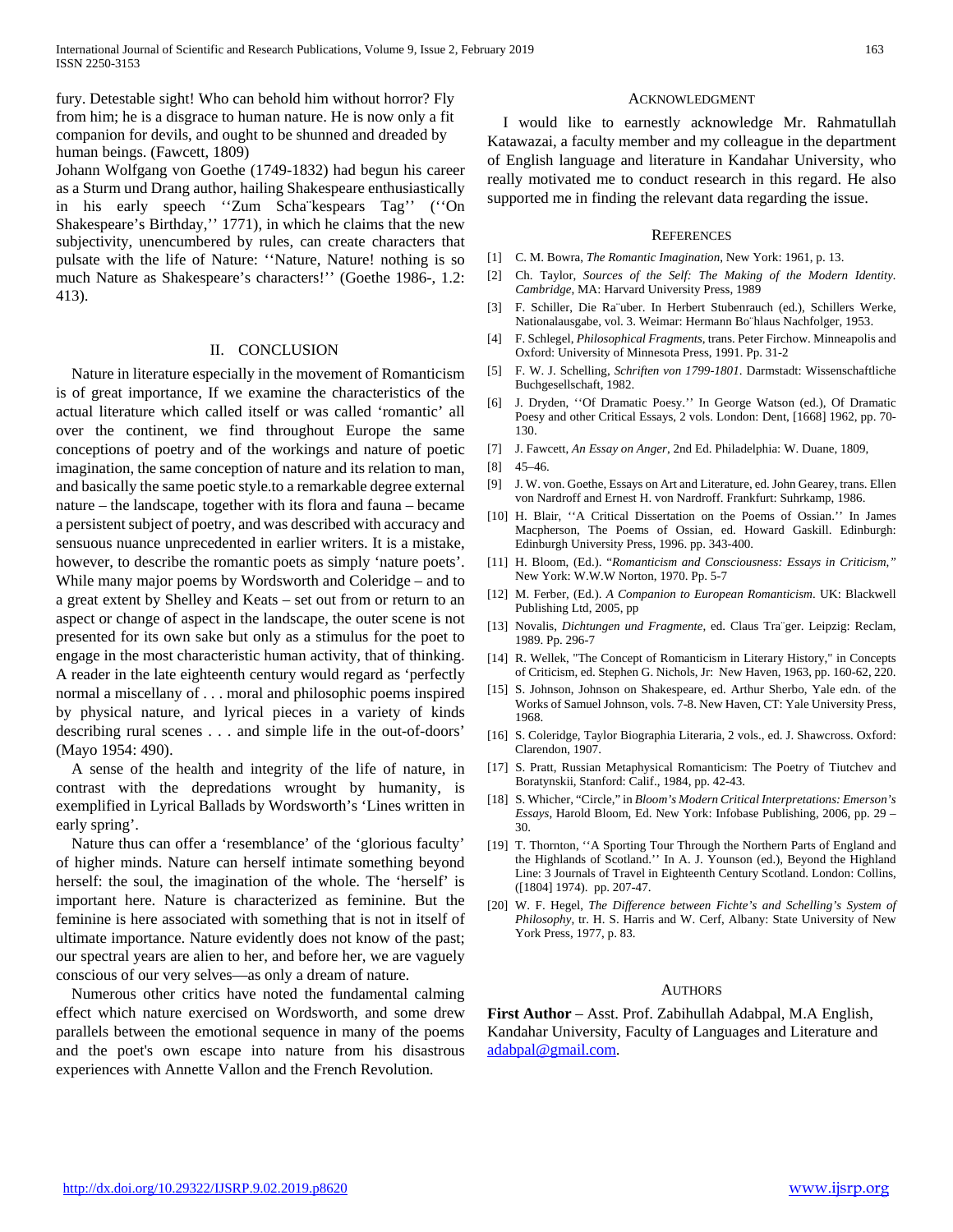fury. Detestable sight! Who can behold him without horror? Fly from him; he is a disgrace to human nature. He is now only a fit companion for devils, and ought to be shunned and dreaded by human beings. (Fawcett, 1809)

Johann Wolfgang von Goethe (1749-1832) had begun his career as a Sturm und Drang author, hailing Shakespeare enthusiastically in his early speech ''Zum Scha¨kespears Tag'' (''On Shakespeare's Birthday,'' 1771), in which he claims that the new subjectivity, unencumbered by rules, can create characters that pulsate with the life of Nature: ''Nature, Nature! nothing is so much Nature as Shakespeare's characters!'' (Goethe 1986-, 1.2: 413).

## II. CONCLUSION

Nature in literature especially in the movement of Romanticism is of great importance, If we examine the characteristics of the actual literature which called itself or was called 'romantic' all over the continent, we find throughout Europe the same conceptions of poetry and of the workings and nature of poetic imagination, the same conception of nature and its relation to man, and basically the same poetic style.to a remarkable degree external nature – the landscape, together with its flora and fauna – became a persistent subject of poetry, and was described with accuracy and sensuous nuance unprecedented in earlier writers. It is a mistake, however, to describe the romantic poets as simply 'nature poets'. While many major poems by Wordsworth and Coleridge – and to a great extent by Shelley and Keats – set out from or return to an aspect or change of aspect in the landscape, the outer scene is not presented for its own sake but only as a stimulus for the poet to engage in the most characteristic human activity, that of thinking. A reader in the late eighteenth century would regard as 'perfectly normal a miscellany of . . . moral and philosophic poems inspired by physical nature, and lyrical pieces in a variety of kinds describing rural scenes . . . and simple life in the out-of-doors' (Mayo 1954: 490).

A sense of the health and integrity of the life of nature, in contrast with the depredations wrought by humanity, is exemplified in Lyrical Ballads by Wordsworth's 'Lines written in early spring'.

Nature thus can offer a 'resemblance' of the 'glorious faculty' of higher minds. Nature can herself intimate something beyond herself: the soul, the imagination of the whole. The 'herself' is important here. Nature is characterized as feminine. But the feminine is here associated with something that is not in itself of ultimate importance. Nature evidently does not know of the past; our spectral years are alien to her, and before her, we are vaguely conscious of our very selves—as only a dream of nature.

Numerous other critics have noted the fundamental calming effect which nature exercised on Wordsworth, and some drew parallels between the emotional sequence in many of the poems and the poet's own escape into nature from his disastrous experiences with Annette Vallon and the French Revolution.

## ACKNOWLEDGMENT

I would like to earnestly acknowledge Mr. Rahmatullah Katawazai, a faculty member and my colleague in the department of English language and literature in Kandahar University, who really motivated me to conduct research in this regard. He also supported me in finding the relevant data regarding the issue.

## REFERENCES

[1] C. M. Bowra, *The Romantic Imagination*, New York: 1961, p. 13.

[2] Ch. Taylor, *Sources of the Self: The Making of the Modern Identity. Cambridge*, MA: Harvard University Press, 1989

[3] F. Schiller, Die Ra¨uber. In Herbert Stubenrauch (ed.), Schillers Werke, Nationalausgabe, vol. 3. Weimar: Hermann Bo¨hlaus Nachfolger, 1953.

[4] F. Schlegel, *Philosophical Fragments*, trans. Peter Firchow. Minneapolis and Oxford: University of Minnesota Press, 1991. Pp. 31-2

[5] F. W. J. Schelling, *Schriften von 1799-1801*. Darmstadt: Wissenschaftliche Buchgesellschaft, 1982.

[6] J. Dryden, ''Of Dramatic Poesy.'' In George Watson (ed.), Of Dramatic Poesy and other Critical Essays, 2 vols. London: Dent, [1668] 1962, pp. 70-130.

[7] J. Fawcett, *An Essay on Anger*, 2nd Ed. Philadelphia: W. Duane, 1809,

[8] 45–46.

[9] J. W. von. Goethe, Essays on Art and Literature, ed. John Gearey, trans. Ellen von Nardroff and Ernest H. von Nardroff. Frankfurt: Suhrkamp, 1986.

[10] H. Blair, ''A Critical Dissertation on the Poems of Ossian.'' In James Macpherson, The Poems of Ossian, ed. Howard Gaskill. Edinburgh: Edinburgh University Press, 1996. pp. 343-400.

[11] H. Bloom, (Ed.). "*Romanticism and Consciousness: Essays in Criticism,*" New York: W.W.W Norton, 1970. Pp. 5-7

[12] M. Ferber, (Ed.). *A Companion to European Romanticism*. UK: Blackwell Publishing Ltd, 2005, pp

[13] Novalis, *Dichtungen und Fragmente*, ed. Claus Tra¨ger. Leipzig: Reclam, 1989. Pp. 296-7

[14] R. Wellek, "The Concept of Romanticism in Literary History," in Concepts of Criticism, ed. Stephen G. Nichols, Jr: New Haven, 1963, pp. 160-62, 220.

[15] S. Johnson, Johnson on Shakespeare, ed. Arthur Sherbo, Yale edn. of the Works of Samuel Johnson, vols. 7-8. New Haven, CT: Yale University Press, 1968.

[16] S. Coleridge, Taylor Biographia Literaria, 2 vols., ed. J. Shawcross. Oxford: Clarendon, 1907.

[17] S. Pratt, Russian Metaphysical Romanticism: The Poetry of Tiutchev and Boratynskii, Stanford: Calif., 1984, pp. 42-43.

[18] S. Whicher, "Circle," in *Bloom's Modern Critical Interpretations: Emerson's Essays*, Harold Bloom, Ed. New York: Infobase Publishing, 2006, pp. 29 – 30.

[19] T. Thornton, ''A Sporting Tour Through the Northern Parts of England and the Highlands of Scotland.'' In A. J. Younson (ed.), Beyond the Highland Line: 3 Journals of Travel in Eighteenth Century Scotland. London: Collins, ([1804] 1974). pp. 207-47.

[20] W. F. Hegel, *The Difference between Fichte's and Schelling's System of Philosophy*, tr. H. S. Harris and W. Cerf, Albany: State University of New York Press, 1977, p. 83.

## AUTHORS

**First Author** – Asst. Prof. Zabihullah Adabpal, M.A English, Kandahar University, Faculty of Languages and Literature and adabpal@gmail.com.